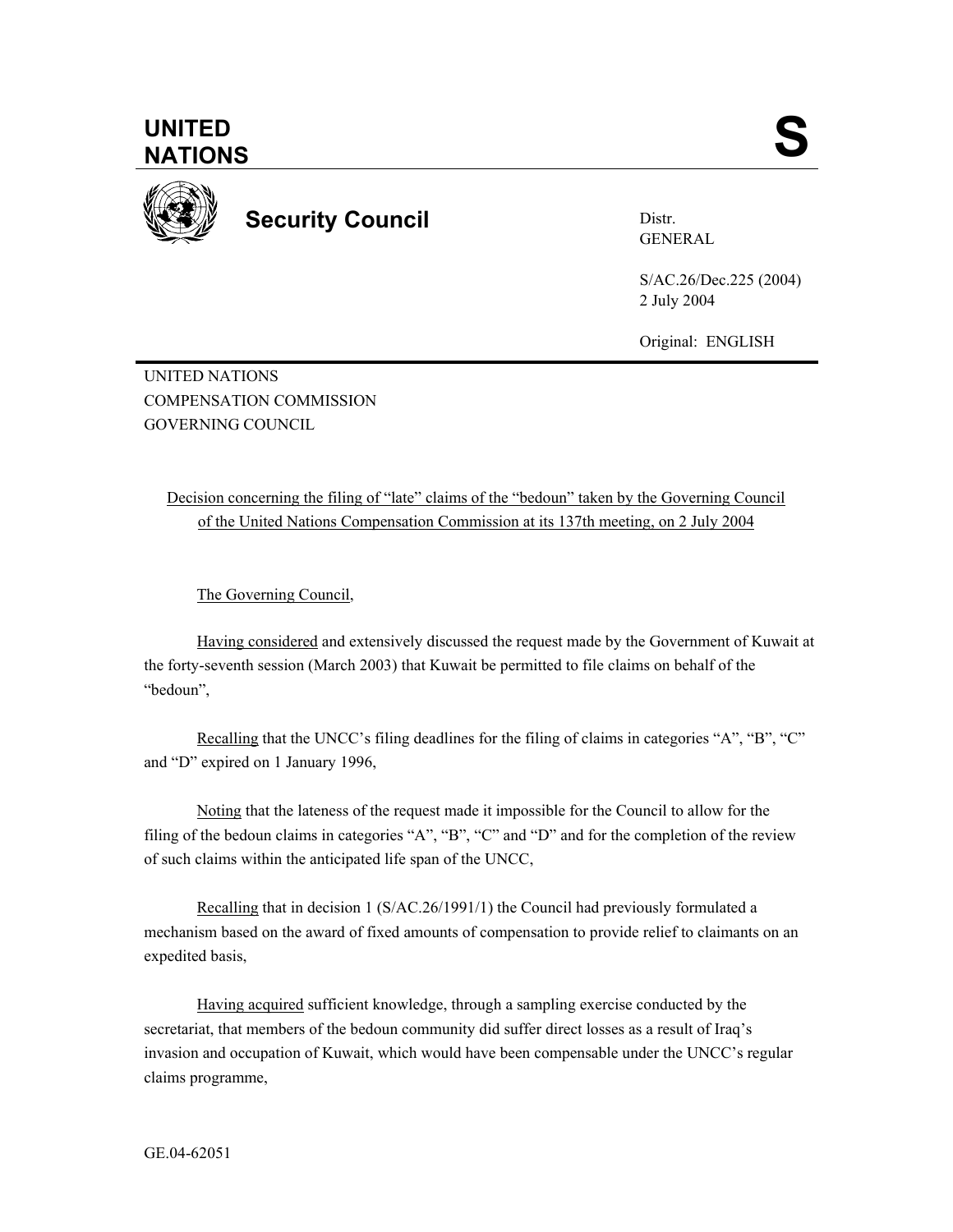**UNITED NATIONS** **S**

**Security Council**

Distr.
GENERAL

S/AC.26/Dec.225 (2004)
2 July 2004

Original: ENGLISH

UNITED NATIONS
COMPENSATION COMMISSION
GOVERNING COUNCIL

Decision concerning the filing of "late" claims of the "bedoun" taken by the Governing Council of the United Nations Compensation Commission at its 137th meeting, on 2 July 2004

The Governing Council,

Having considered and extensively discussed the request made by the Government of Kuwait at the forty-seventh session (March 2003) that Kuwait be permitted to file claims on behalf of the "bedoun",

Recalling that the UNCC's filing deadlines for the filing of claims in categories "A", "B", "C" and "D" expired on 1 January 1996,

Noting that the lateness of the request made it impossible for the Council to allow for the filing of the bedoun claims in categories "A", "B", "C" and "D" and for the completion of the review of such claims within the anticipated life span of the UNCC,

Recalling that in decision 1 (S/AC.26/1991/1) the Council had previously formulated a mechanism based on the award of fixed amounts of compensation to provide relief to claimants on an expedited basis,

Having acquired sufficient knowledge, through a sampling exercise conducted by the secretariat, that members of the bedoun community did suffer direct losses as a result of Iraq's invasion and occupation of Kuwait, which would have been compensable under the UNCC's regular claims programme,

GE.04-62051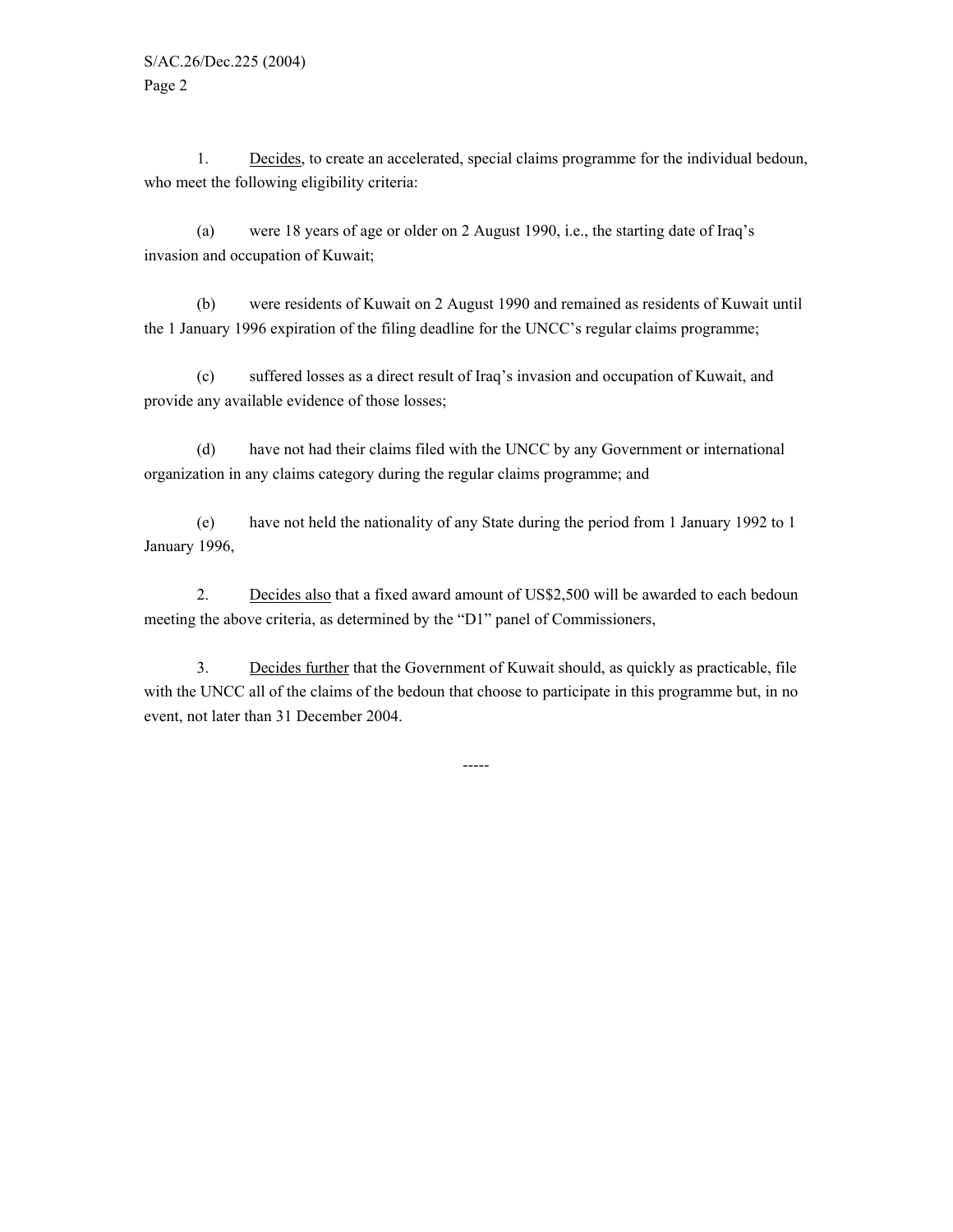1. Decides, to create an accelerated, special claims programme for the individual bedoun, who meet the following eligibility criteria:

(a) were 18 years of age or older on 2 August 1990, i.e., the starting date of Iraq's invasion and occupation of Kuwait;

(b) were residents of Kuwait on 2 August 1990 and remained as residents of Kuwait until the 1 January 1996 expiration of the filing deadline for the UNCC's regular claims programme;

(c) suffered losses as a direct result of Iraq's invasion and occupation of Kuwait, and provide any available evidence of those losses;

(d) have not had their claims filed with the UNCC by any Government or international organization in any claims category during the regular claims programme; and

(e) have not held the nationality of any State during the period from 1 January 1992 to 1 January 1996,

2. Decides also that a fixed award amount of US$2,500 will be awarded to each bedoun meeting the above criteria, as determined by the "D1" panel of Commissioners,

3. Decides further that the Government of Kuwait should, as quickly as practicable, file with the UNCC all of the claims of the bedoun that choose to participate in this programme but, in no event, not later than 31 December 2004.

-----